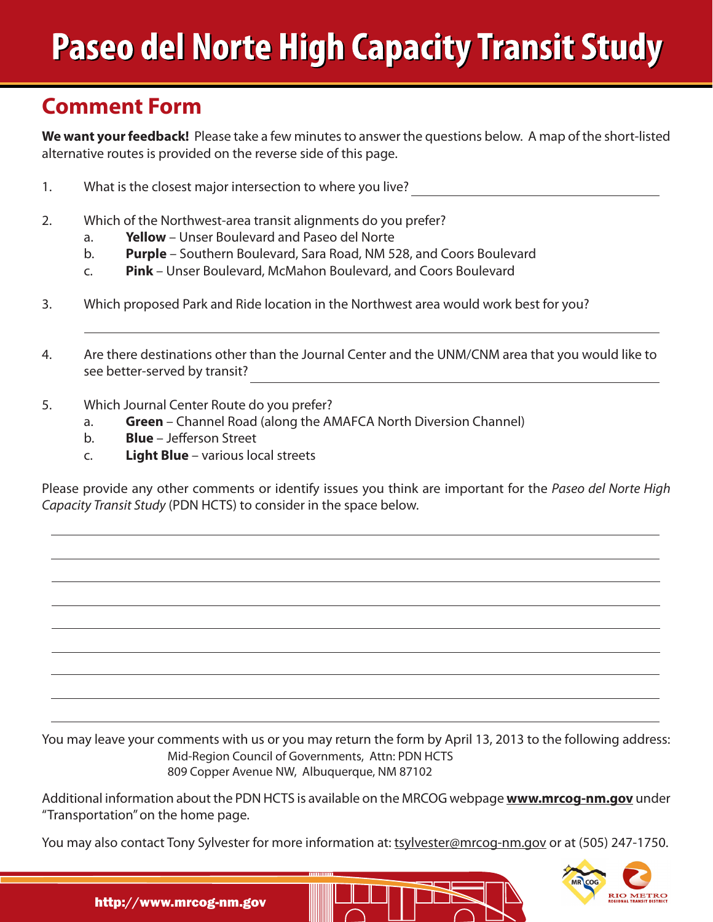# Paseo del Norte High Capacity Transit Study

## Comment Form

**We want your feedback!** Please take a few minutes to answer the questions below. A map of the short-listed alternative routes is provided on the reverse side of this page.

1. What is the closest major intersection to where you live? ______________________________

2. Which of the Northwest-area transit alignments do you prefer?
   a. **Yellow** – Unser Boulevard and Paseo del Norte
   b. **Purple** – Southern Boulevard, Sara Road, NM 528, and Coors Boulevard
   c. **Pink** – Unser Boulevard, McMahon Boulevard, and Coors Boulevard

3. Which proposed Park and Ride location in the Northwest area would work best for you?

   ______________________________

4. Are there destinations other than the Journal Center and the UNM/CNM area that you would like to see better-served by transit? ______________________________

5. Which Journal Center Route do you prefer?
   a. **Green** – Channel Road (along the AMAFCA North Diversion Channel)
   b. **Blue** – Jefferson Street
   c. **Light Blue** – various local streets

Please provide any other comments or identify issues you think are important for the *Paseo del Norte High Capacity Transit Study* (PDN HCTS) to consider in the space below.

______________________________

______________________________

______________________________

______________________________

______________________________

______________________________

______________________________

______________________________

______________________________

You may leave your comments with us or you may return the form by April 13, 2013 to the following address:

Mid-Region Council of Governments, Attn: PDN HCTS
809 Copper Avenue NW, Albuquerque, NM 87102

Additional information about the PDN HCTS is available on the MRCOG webpage **www.mrcog-nm.gov** under "Transportation" on the home page.

You may also contact Tony Sylvester for more information at: tsylvester@mrcog-nm.gov or at (505) 247-1750.

http://www.mrcog-nm.gov

MR COG

RIO METRO REGIONAL TRANSIT DISTRICT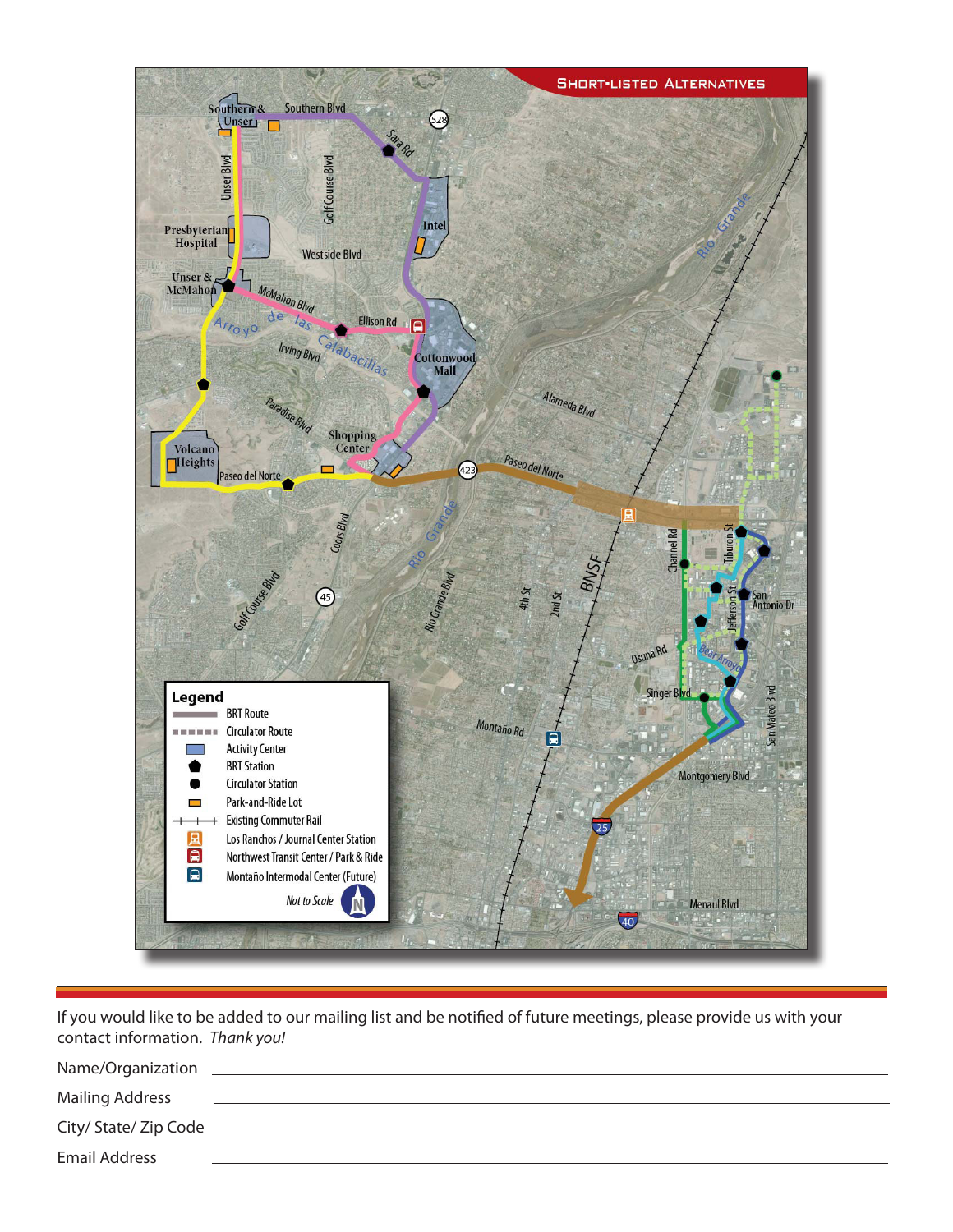SHORT-LISTED ALTERNATIVES

Southern & Unser
Southern Blvd
528
Sara Rd
Unser Blvd
Golf Course Blvd
Intel
Presbyterian Hospital
Westside Blvd
Unser & McMahon
McMahon Blvd
Arroyo de las Calabacillas
Ellison Rd
Irving Blvd
Cottonwood Mall
Paradise Blvd
Shopping Center
Volcano Heights
Paseo del Norte
423
Paseo del Norte
Alameda Blvd
Rio Grande
Coors Blvd
Golf Course Blvd
45
Rio Grande Blvd
4th St
2nd St
BNSF
Channel Rd
Tiburon St
San Antonio Dr
Jefferson St
Osuna Rd
Bear Arroyo
Singer Blvd
San Mateo Blvd
Montaño Rd
Montgomery Blvd
25
Menaul Blvd
40

**Legend**

- BRT Route
- Circulator Route
- Activity Center
- BRT Station
- Circulator Station
- Park-and-Ride Lot
- Existing Commuter Rail
- Los Ranchos / Journal Center Station
- Northwest Transit Center / Park & Ride
- Montaño Intermodal Center (Future)

*Not to Scale*

N

If you would like to be added to our mailing list and be notified of future meetings, please provide us with your contact information. *Thank you!*

Name/Organization \_\_\_\_\_\_\_\_\_\_\_\_\_\_\_\_\_\_\_\_\_\_\_\_\_\_\_\_\_\_\_\_\_\_\_\_\_\_\_\_

Mailing Address \_\_\_\_\_\_\_\_\_\_\_\_\_\_\_\_\_\_\_\_\_\_\_\_\_\_\_\_\_\_\_\_\_\_\_\_\_\_\_\_

City/ State/ Zip Code \_\_\_\_\_\_\_\_\_\_\_\_\_\_\_\_\_\_\_\_\_\_\_\_\_\_\_\_\_\_\_\_\_\_\_\_\_\_\_\_

Email Address \_\_\_\_\_\_\_\_\_\_\_\_\_\_\_\_\_\_\_\_\_\_\_\_\_\_\_\_\_\_\_\_\_\_\_\_\_\_\_\_